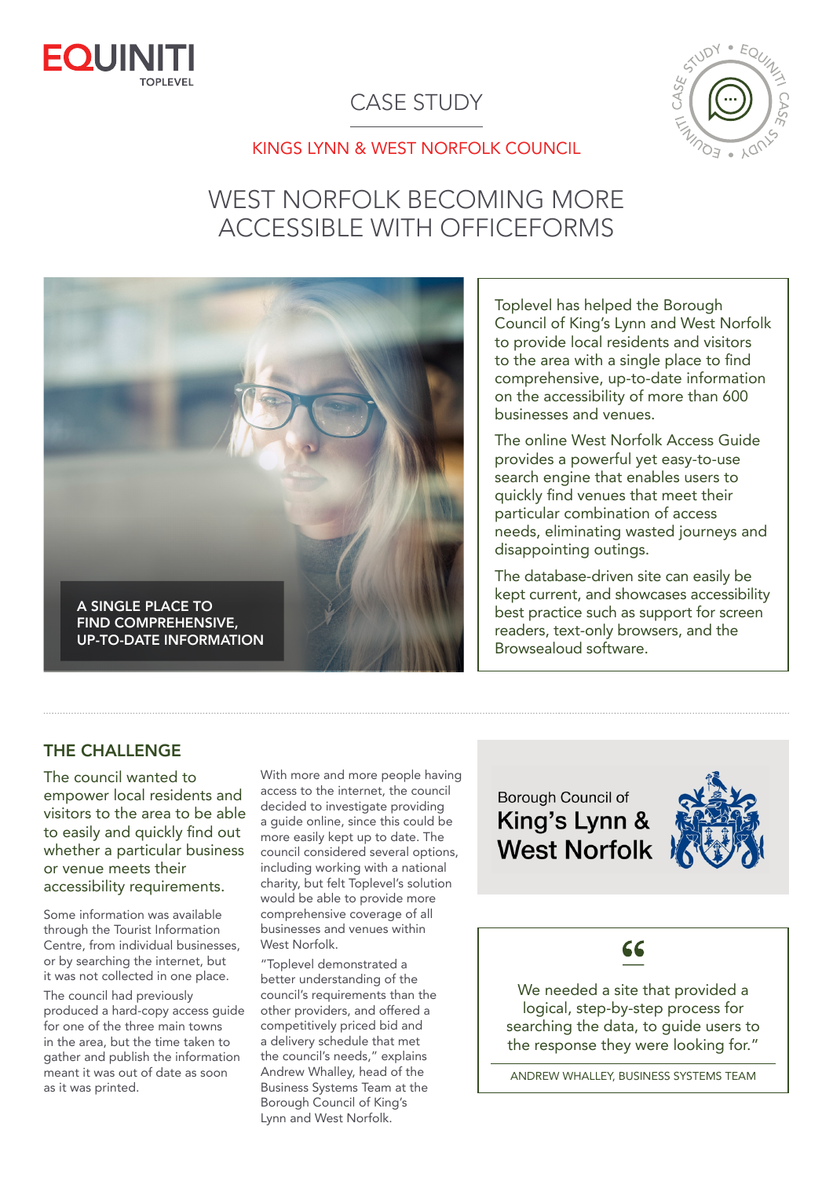EQUINITI TOPLEVEL

# CASE STUDY

KINGS LYNN & WEST NORFOLK COUNCIL

## WEST NORFOLK BECOMING MORE ACCESSIBLE WITH OFFICEFORMS

A SINGLE PLACE TO FIND COMPREHENSIVE, UP-TO-DATE INFORMATION

Toplevel has helped the Borough Council of King's Lynn and West Norfolk to provide local residents and visitors to the area with a single place to find comprehensive, up-to-date information on the accessibility of more than 600 businesses and venues.

The online West Norfolk Access Guide provides a powerful yet easy-to-use search engine that enables users to quickly find venues that meet their particular combination of access needs, eliminating wasted journeys and disappointing outings.

The database-driven site can easily be kept current, and showcases accessibility best practice such as support for screen readers, text-only browsers, and the Browsealoud software.

### THE CHALLENGE

The council wanted to empower local residents and visitors to the area to be able to easily and quickly find out whether a particular business or venue meets their accessibility requirements.

Some information was available through the Tourist Information Centre, from individual businesses, or by searching the internet, but it was not collected in one place.

The council had previously produced a hard-copy access guide for one of the three main towns in the area, but the time taken to gather and publish the information meant it was out of date as soon as it was printed.

With more and more people having access to the internet, the council decided to investigate providing a guide online, since this could be more easily kept up to date. The council considered several options, including working with a national charity, but felt Toplevel's solution would be able to provide more comprehensive coverage of all businesses and venues within West Norfolk.

"Toplevel demonstrated a better understanding of the council's requirements than the other providers, and offered a competitively priced bid and a delivery schedule that met the council's needs," explains Andrew Whalley, head of the Business Systems Team at the Borough Council of King's Lynn and West Norfolk.

Borough Council of King's Lynn & West Norfolk

> We needed a site that provided a logical, step-by-step process for searching the data, to guide users to the response they were looking for."
>
> ANDREW WHALLEY, BUSINESS SYSTEMS TEAM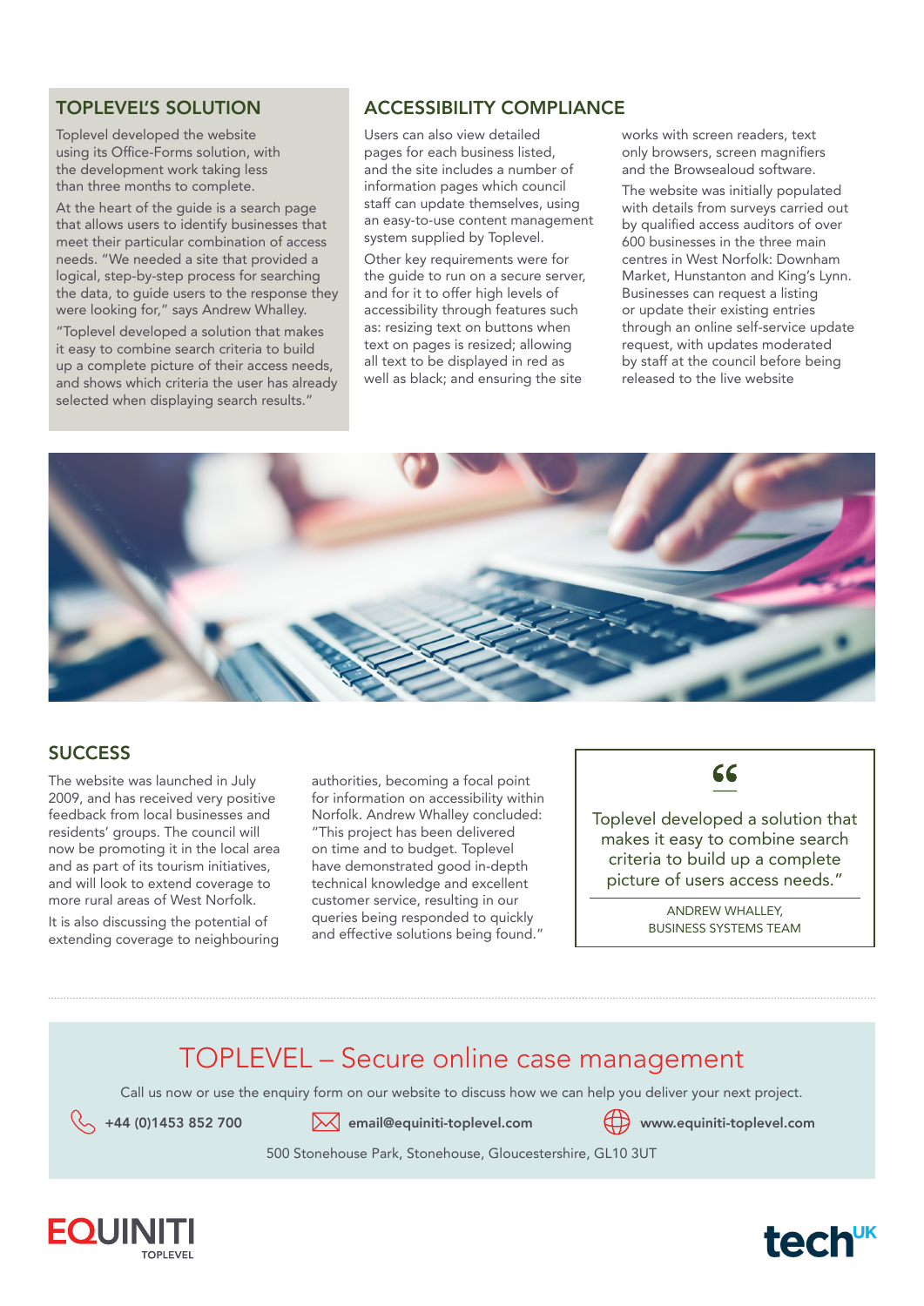## TOPLEVEL'S SOLUTION

Toplevel developed the website using its Office-Forms solution, with the development work taking less than three months to complete.

At the heart of the guide is a search page that allows users to identify businesses that meet their particular combination of access needs. "We needed a site that provided a logical, step-by-step process for searching the data, to guide users to the response they were looking for," says Andrew Whalley.

"Toplevel developed a solution that makes it easy to combine search criteria to build up a complete picture of their access needs, and shows which criteria the user has already selected when displaying search results."

## ACCESSIBILITY COMPLIANCE

Users can also view detailed pages for each business listed, and the site includes a number of information pages which council staff can update themselves, using an easy-to-use content management system supplied by Toplevel.

Other key requirements were for the guide to run on a secure server, and for it to offer high levels of accessibility through features such as: resizing text on buttons when text on pages is resized; allowing all text to be displayed in red as well as black; and ensuring the site works with screen readers, text only browsers, screen magnifiers and the Browsealoud software.

The website was initially populated with details from surveys carried out by qualified access auditors of over 600 businesses in the three main centres in West Norfolk: Downham Market, Hunstanton and King's Lynn. Businesses can request a listing or update their existing entries through an online self-service update request, with updates moderated by staff at the council before being released to the live website

## SUCCESS

The website was launched in July 2009, and has received very positive feedback from local businesses and residents' groups. The council will now be promoting it in the local area and as part of its tourism initiatives, and will look to extend coverage to more rural areas of West Norfolk.

It is also discussing the potential of extending coverage to neighbouring authorities, becoming a focal point for information on accessibility within Norfolk. Andrew Whalley concluded: "This project has been delivered on time and to budget. Toplevel have demonstrated good in-depth technical knowledge and excellent customer service, resulting in our queries being responded to quickly and effective solutions being found."

> Toplevel developed a solution that makes it easy to combine search criteria to build up a complete picture of users access needs."
>
> ANDREW WHALLEY,
> BUSINESS SYSTEMS TEAM

## TOPLEVEL – Secure online case management

Call us now or use the enquiry form on our website to discuss how we can help you deliver your next project.

+44 (0)1453 852 700 | email@equiniti-toplevel.com | www.equiniti-toplevel.com

500 Stonehouse Park, Stonehouse, Gloucestershire, GL10 3UT

EQUINITI TOPLEVEL

techUK